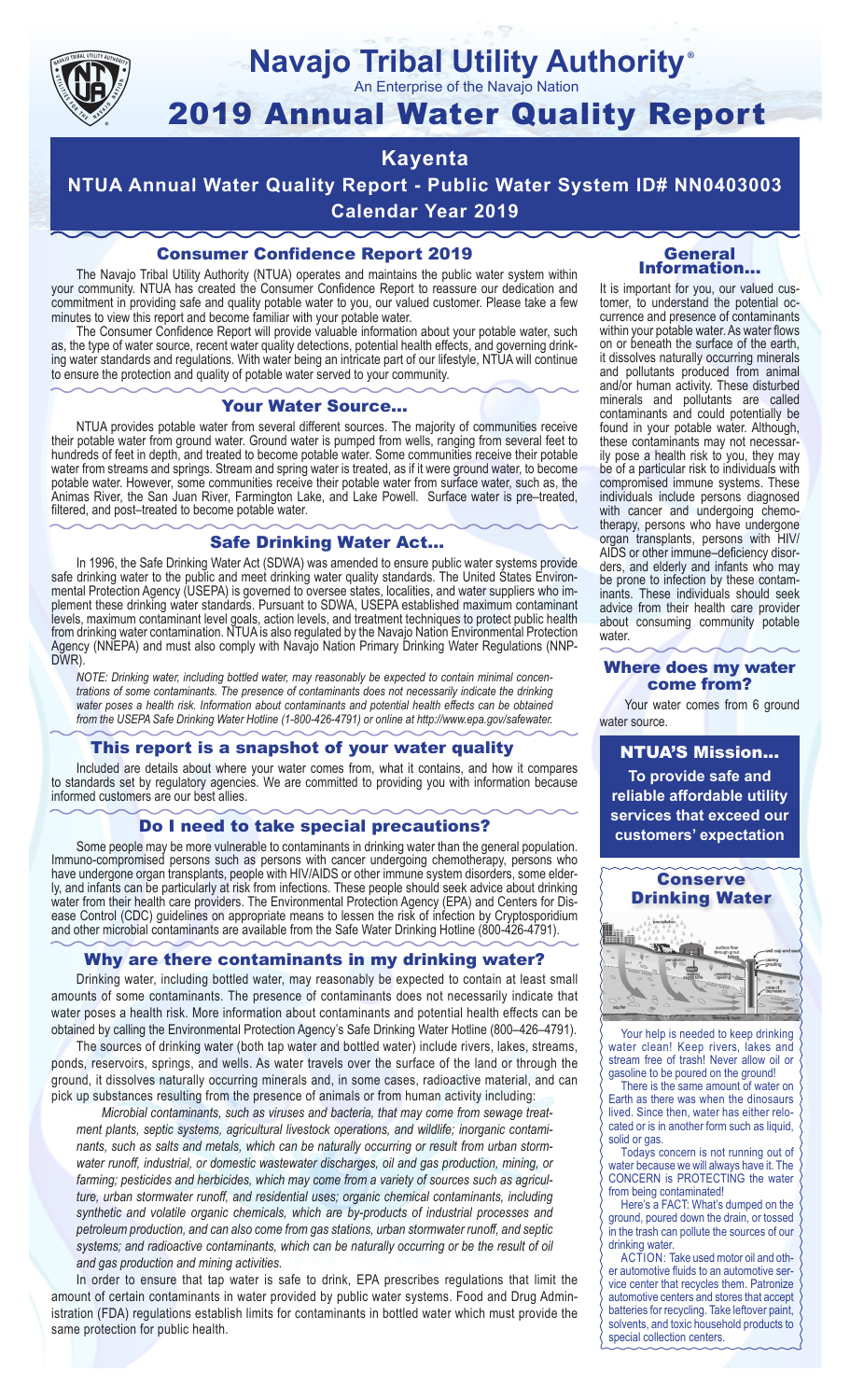# Navajo Tribal Utility Authority®

An Enterprise of the Navajo Nation

# 2019 Annual Water Quality Report

## Kayenta

## NTUA Annual Water Quality Report - Public Water System ID# NN0403003

## Calendar Year 2019

### Consumer Confidence Report 2019

The Navajo Tribal Utility Authority (NTUA) operates and maintains the public water system within your community. NTUA has created the Consumer Confidence Report to reassure our dedication and commitment in providing safe and quality potable water to you, our valued customer. Please take a few minutes to view this report and become familiar with your potable water.

The Consumer Confidence Report will provide valuable information about your potable water, such as, the type of water source, recent water quality detections, potential health effects, and governing drinking water standards and regulations. With water being an intricate part of our lifestyle, NTUA will continue to ensure the protection and quality of potable water served to your community.

### Your Water Source…

NTUA provides potable water from several different sources. The majority of communities receive their potable water from ground water. Ground water is pumped from wells, ranging from several feet to hundreds of feet in depth, and treated to become potable water. Some communities receive their potable water from streams and springs. Stream and spring water is treated, as if it were ground water, to become potable water. However, some communities receive their potable water from surface water, such as, the Animas River, the San Juan River, Farmington Lake, and Lake Powell. Surface water is pre–treated, filtered, and post–treated to become potable water.

### Safe Drinking Water Act…

In 1996, the Safe Drinking Water Act (SDWA) was amended to ensure public water systems provide safe drinking water to the public and meet drinking water quality standards. The United States Environmental Protection Agency (USEPA) is governed to oversee states, localities, and water suppliers who implement these drinking water standards. Pursuant to SDWA, USEPA established maximum contaminant levels, maximum contaminant level goals, action levels, and treatment techniques to protect public health from drinking water contamination. NTUA is also regulated by the Navajo Nation Environmental Protection Agency (NNEPA) and must also comply with Navajo Nation Primary Drinking Water Regulations (NNPDWR).

*NOTE: Drinking water, including bottled water, may reasonably be expected to contain minimal concentrations of some contaminants. The presence of contaminants does not necessarily indicate the drinking water poses a health risk. Information about contaminants and potential health effects can be obtained from the USEPA Safe Drinking Water Hotline (1-800-426-4791) or online at http://www.epa.gov/safewater.*

### This report is a snapshot of your water quality

Included are details about where your water comes from, what it contains, and how it compares to standards set by regulatory agencies. We are committed to providing you with information because informed customers are our best allies.

### Do I need to take special precautions?

Some people may be more vulnerable to contaminants in drinking water than the general population. Immuno-compromised persons such as persons with cancer undergoing chemotherapy, persons who have undergone organ transplants, people with HIV/AIDS or other immune system disorders, some elderly, and infants can be particularly at risk from infections. These people should seek advice about drinking water from their health care providers. The Environmental Protection Agency (EPA) and Centers for Disease Control (CDC) guidelines on appropriate means to lessen the risk of infection by Cryptosporidium and other microbial contaminants are available from the Safe Water Drinking Hotline (800-426-4791).

### Why are there contaminants in my drinking water?

Drinking water, including bottled water, may reasonably be expected to contain at least small amounts of some contaminants. The presence of contaminants does not necessarily indicate that water poses a health risk. More information about contaminants and potential health effects can be obtained by calling the Environmental Protection Agency's Safe Drinking Water Hotline (800–426–4791).

The sources of drinking water (both tap water and bottled water) include rivers, lakes, streams, ponds, reservoirs, springs, and wells. As water travels over the surface of the land or through the ground, it dissolves naturally occurring minerals and, in some cases, radioactive material, and can pick up substances resulting from the presence of animals or from human activity including:

*Microbial contaminants, such as viruses and bacteria, that may come from sewage treatment plants, septic systems, agricultural livestock operations, and wildlife; inorganic contaminants, such as salts and metals, which can be naturally occurring or result from urban stormwater runoff, industrial, or domestic wastewater discharges, oil and gas production, mining, or farming; pesticides and herbicides, which may come from a variety of sources such as agriculture, urban stormwater runoff, and residential uses; organic chemical contaminants, including synthetic and volatile organic chemicals, which are by-products of industrial processes and petroleum production, and can also come from gas stations, urban stormwater runoff, and septic systems; and radioactive contaminants, which can be naturally occurring or be the result of oil and gas production and mining activities.*

In order to ensure that tap water is safe to drink, EPA prescribes regulations that limit the amount of certain contaminants in water provided by public water systems. Food and Drug Administration (FDA) regulations establish limits for contaminants in bottled water which must provide the same protection for public health.

### General Information…

It is important for you, our valued customer, to understand the potential occurrence and presence of contaminants within your potable water. As water flows on or beneath the surface of the earth, it dissolves naturally occurring minerals and pollutants produced from animal and/or human activity. These disturbed minerals and pollutants are called contaminants and could potentially be found in your potable water. Although, these contaminants may not necessarily pose a health risk to you, they may be of a particular risk to individuals with compromised immune systems. These individuals include persons diagnosed with cancer and undergoing chemotherapy, persons who have undergone organ transplants, persons with HIV/AIDS or other immune–deficiency disorders, and elderly and infants who may be prone to infection by these contaminants. These individuals should seek advice from their health care provider about consuming community potable water.

### Where does my water come from?

Your water comes from 6 ground water source.

### NTUA'S Mission…

**To provide safe and reliable affordable utility services that exceed our customers' expectation**

### Conserve Drinking Water

Your help is needed to keep drinking water clean! Keep rivers, lakes and stream free of trash! Never allow oil or gasoline to be poured on the ground!

There is the same amount of water on Earth as there was when the dinosaurs lived. Since then, water has either relocated or is in another form such as liquid, solid or gas.

Todays concern is not running out of water because we will always have it. The CONCERN is PROTECTING the water from being contaminated!

Here's a FACT: What's dumped on the ground, poured down the drain, or tossed in the trash can pollute the sources of our drinking water.

ACTION: Take used motor oil and other automotive fluids to an automotive service center that recycles them. Patronize automotive centers and stores that accept batteries for recycling. Take leftover paint, solvents, and toxic household products to special collection centers.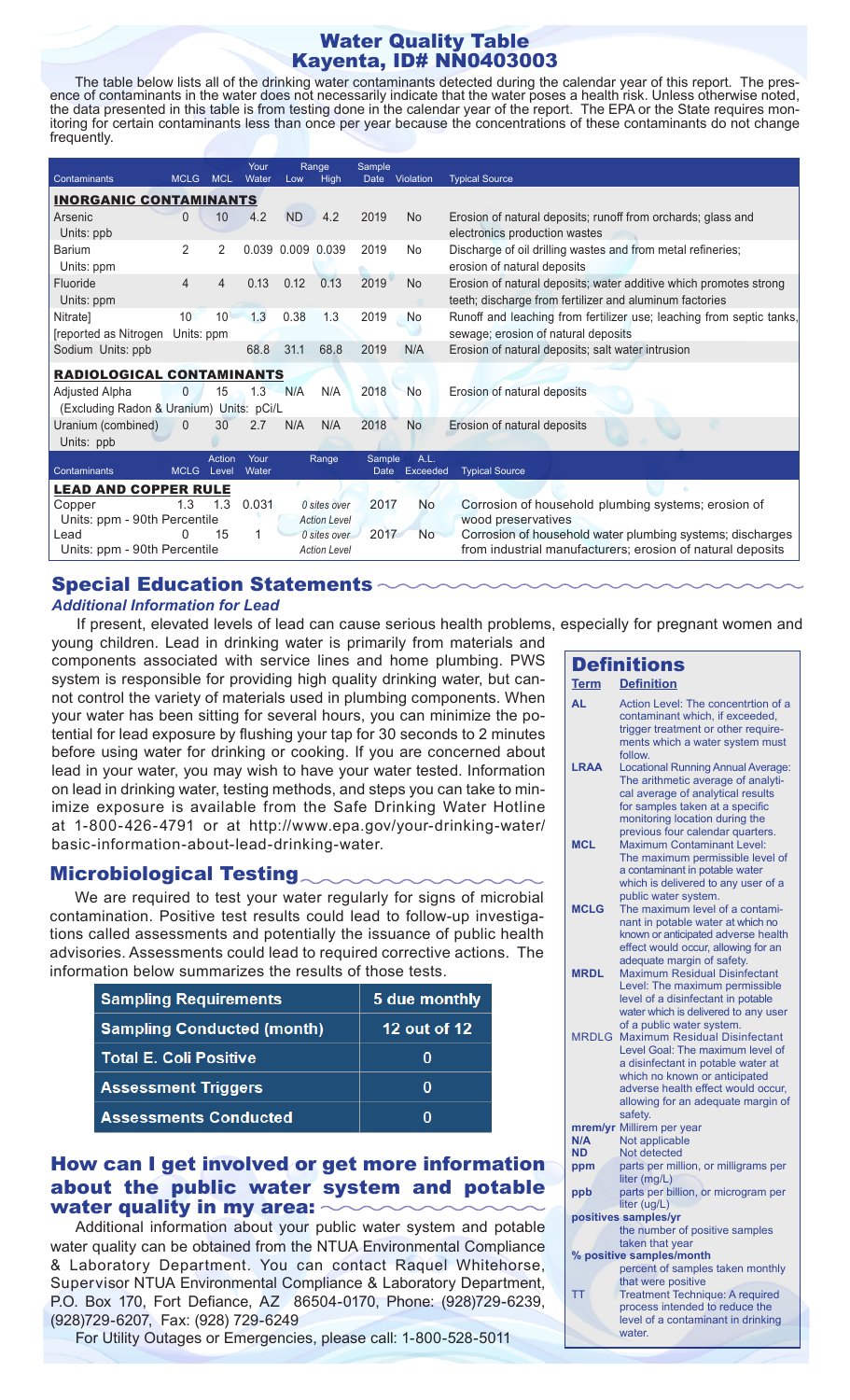# Water Quality Table
## Kayenta, ID# NN0403003

The table below lists all of the drinking water contaminants detected during the calendar year of this report. The presence of contaminants in the water does not necessarily indicate that the water poses a health risk. Unless otherwise noted, the data presented in this table is from testing done in the calendar year of the report. The EPA or the State requires monitoring for certain contaminants less than once per year because the concentrations of these contaminants do not change frequently.

| Contaminants | MCLG | MCL | Your Water | Range Low | Range High | Sample Date | Violation | Typical Source |
|---|---|---|---|---|---|---|---|---|
| **INORGANIC CONTAMINANTS** | | | | | | | | |
| Arsenic Units: ppb | 0 | 10 | 4.2 | ND | 4.2 | 2019 | No | Erosion of natural deposits; runoff from orchards; glass and electronics production wastes |
| Barium Units: ppm | 2 | 2 | 0.039 | 0.009 | 0.039 | 2019 | No | Discharge of oil drilling wastes and from metal refineries; erosion of natural deposits |
| Fluoride Units: ppm | 4 | 4 | 0.13 | 0.12 | 0.13 | 2019 | No | Erosion of natural deposits; water additive which promotes strong teeth; discharge from fertilizer and aluminum factories |
| Nitrate] [reported as Nitrogen Units: ppm | 10 | 10 | 1.3 | 0.38 | 1.3 | 2019 | No | Runoff and leaching from fertilizer use; leaching from septic tanks, sewage; erosion of natural deposits |
| Sodium Units: ppb | | | 68.8 | 31.1 | 68.8 | 2019 | N/A | Erosion of natural deposits; salt water intrusion |
| **RADIOLOGICAL CONTAMINANTS** | | | | | | | | |
| Adjusted Alpha (Excluding Radon & Uranium) Units: pCi/L | 0 | 15 | 1.3 | N/A | N/A | 2018 | No | Erosion of natural deposits |
| Uranium (combined) Units: ppb | 0 | 30 | 2.7 | N/A | N/A | 2018 | No | Erosion of natural deposits |

| Contaminants | MCLG | Action Level | Your Water | Range | Sample Date | A.L. Exceeded | Typical Source |
|---|---|---|---|---|---|---|---|
| **LEAD AND COPPER RULE** | | | | | | | |
| Copper Units: ppm - 90th Percentile | 1.3 | 1.3 | 0.031 | *0 sites over Action Level* | 2017 | No | Corrosion of household plumbing systems; erosion of wood preservatives |
| Lead Units: ppm - 90th Percentile | 0 | 15 | 1 | *0 sites over Action Level* | 2017 | No | Corrosion of household water plumbing systems; discharges from industrial manufacturers; erosion of natural deposits |

## Special Education Statements

### *Additional Information for Lead*

If present, elevated levels of lead can cause serious health problems, especially for pregnant women and young children. Lead in drinking water is primarily from materials and components associated with service lines and home plumbing. PWS system is responsible for providing high quality drinking water, but cannot control the variety of materials used in plumbing components. When your water has been sitting for several hours, you can minimize the potential for lead exposure by flushing your tap for 30 seconds to 2 minutes before using water for drinking or cooking. If you are concerned about lead in your water, you may wish to have your water tested. Information on lead in drinking water, testing methods, and steps you can take to minimize exposure is available from the Safe Drinking Water Hotline at 1-800-426-4791 or at http://www.epa.gov/your-drinking-water/basic-information-about-lead-drinking-water.

## Microbiological Testing

We are required to test your water regularly for signs of microbial contamination. Positive test results could lead to follow-up investigations called assessments and potentially the issuance of public health advisories. Assessments could lead to required corrective actions. The information below summarizes the results of those tests.

| Sampling Requirements | 5 due monthly |
|---|---|
| Sampling Conducted (month) | 12 out of 12 |
| Total E. Coli Positive | 0 |
| Assessment Triggers | 0 |
| Assessments Conducted | 0 |

## How can I get involved or get more information about the public water system and potable water quality in my area:

Additional information about your public water system and potable water quality can be obtained from the NTUA Environmental Compliance & Laboratory Department. You can contact Raquel Whitehorse, Supervisor NTUA Environmental Compliance & Laboratory Department, P.O. Box 170, Fort Defiance, AZ 86504-0170, Phone: (928)729-6239, (928)729-6207, Fax: (928) 729-6249

For Utility Outages or Emergencies, please call: 1-800-528-5011

## Definitions

| Term | Definition |
|---|---|
| AL | Action Level: The concentrtion of a contaminant which, if exceeded, trigger treatment or other requirements which a water system must follow. |
| LRAA | Locational Running Annual Average: The arithmetic average of analytical average of analytical results for samples taken at a specific monitoring location during the previous four calendar quarters. |
| MCL | Maximum Contaminant Level: The maximum permissible level of a contaminant in potable water which is delivered to any user of a public water system. |
| MCLG | The maximum level of a contaminant in potable water at which no known or anticipated adverse health effect would occur, allowing for an adequate margin of safety. |
| MRDL | Maximum Residual Disinfectant Level: The maximum permissible level of a disinfectant in potable water which is delivered to any user of a public water system. |
| MRDLG | Maximum Residual Disinfectant Level Goal: The maximum level of a disinfectant in potable water at which no known or anticipated adverse health effect would occur, allowing for an adequate margin of safety. |
| mrem/yr | Millirem per year |
| N/A | Not applicable |
| ND | Not detected |
| ppm | parts per million, or milligrams per liter (mg/L) |
| ppb | parts per billion, or microgram per liter (ug/L) |
| positives samples/yr | the number of positive samples taken that year |
| % positive samples/month | percent of samples taken monthly that were positive |
| TT | Treatment Technique: A required process intended to reduce the level of a contaminant in drinking water. |